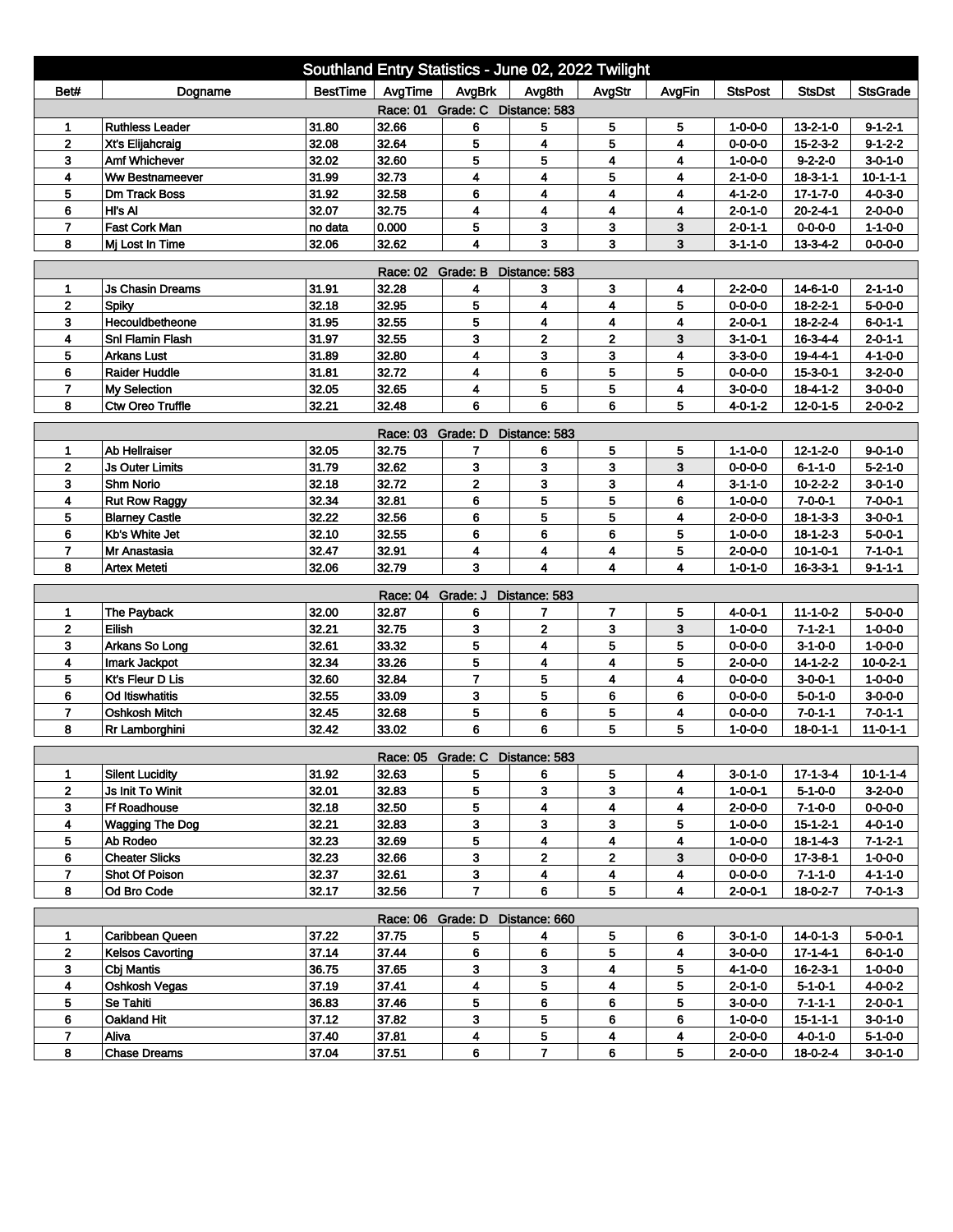# Southland Entry Statistics - June 02, 2022 Twilight

| Bet# | Dogname | BestTime | AvgTime | AvgBrk | Avg8th | AvgStr | AvgFin | StsPost | StsDst | StsGrade |
|---|---|---|---|---|---|---|---|---|---|---|
| Race: 01 Grade: C Distance: 583 | | | | | | | | | | |
| 1 | Ruthless Leader | 31.80 | 32.66 | 6 | 5 | 5 | 5 | 1-0-0-0 | 13-2-1-0 | 9-1-2-1 |
| 2 | Xt's Elijahcraig | 32.08 | 32.64 | 5 | 4 | 5 | 4 | 0-0-0-0 | 15-2-3-2 | 9-1-2-2 |
| 3 | Amf Whichever | 32.02 | 32.60 | 5 | 5 | 4 | 4 | 1-0-0-0 | 9-2-2-0 | 3-0-1-0 |
| 4 | Ww Bestnameever | 31.99 | 32.73 | 4 | 4 | 5 | 4 | 2-1-0-0 | 18-3-1-1 | 10-1-1-1 |
| 5 | Dm Track Boss | 31.92 | 32.58 | 6 | 4 | 4 | 4 | 4-1-2-0 | 17-1-7-0 | 4-0-3-0 |
| 6 | Hl's Al | 32.07 | 32.75 | 4 | 4 | 4 | 4 | 2-0-1-0 | 20-2-4-1 | 2-0-0-0 |
| 7 | Fast Cork Man | no data | 0.000 | 5 | 3 | 3 | 3 | 2-0-1-1 | 0-0-0-0 | 1-1-0-0 |
| 8 | Mj Lost In Time | 32.06 | 32.62 | 4 | 3 | 3 | 3 | 3-1-1-0 | 13-3-4-2 | 0-0-0-0 |
| Race: 02 Grade: B Distance: 583 | | | | | | | | | | |
| 1 | Js Chasin Dreams | 31.91 | 32.28 | 4 | 3 | 3 | 4 | 2-2-0-0 | 14-6-1-0 | 2-1-1-0 |
| 2 | Spiky | 32.18 | 32.95 | 5 | 4 | 4 | 5 | 0-0-0-0 | 18-2-2-1 | 5-0-0-0 |
| 3 | Hecouldbetheone | 31.95 | 32.55 | 5 | 4 | 4 | 4 | 2-0-0-1 | 18-2-2-4 | 6-0-1-1 |
| 4 | Snl Flamin Flash | 31.97 | 32.55 | 3 | 2 | 2 | 3 | 3-1-0-1 | 16-3-4-4 | 2-0-1-1 |
| 5 | Arkans Lust | 31.89 | 32.80 | 4 | 3 | 3 | 4 | 3-3-0-0 | 19-4-4-1 | 4-1-0-0 |
| 6 | Raider Huddle | 31.81 | 32.72 | 4 | 6 | 5 | 5 | 0-0-0-0 | 15-3-0-1 | 3-2-0-0 |
| 7 | My Selection | 32.05 | 32.65 | 4 | 5 | 5 | 4 | 3-0-0-0 | 18-4-1-2 | 3-0-0-0 |
| 8 | Ctw Oreo Truffle | 32.21 | 32.48 | 6 | 6 | 6 | 5 | 4-0-1-2 | 12-0-1-5 | 2-0-0-2 |
| Race: 03 Grade: D Distance: 583 | | | | | | | | | | |
| 1 | Ab Hellraiser | 32.05 | 32.75 | 7 | 6 | 5 | 5 | 1-1-0-0 | 12-1-2-0 | 9-0-1-0 |
| 2 | Js Outer Limits | 31.79 | 32.62 | 3 | 3 | 3 | 3 | 0-0-0-0 | 6-1-1-0 | 5-2-1-0 |
| 3 | Shm Norio | 32.18 | 32.72 | 2 | 3 | 3 | 4 | 3-1-1-0 | 10-2-2-2 | 3-0-1-0 |
| 4 | Rut Row Raggy | 32.34 | 32.81 | 6 | 5 | 5 | 6 | 1-0-0-0 | 7-0-0-1 | 7-0-0-1 |
| 5 | Blarney Castle | 32.22 | 32.56 | 6 | 5 | 5 | 4 | 2-0-0-0 | 18-1-3-3 | 3-0-0-1 |
| 6 | Kb's White Jet | 32.10 | 32.55 | 6 | 6 | 6 | 5 | 1-0-0-0 | 18-1-2-3 | 5-0-0-1 |
| 7 | Mr Anastasia | 32.47 | 32.91 | 4 | 4 | 4 | 5 | 2-0-0-0 | 10-1-0-1 | 7-1-0-1 |
| 8 | Artex Meteti | 32.06 | 32.79 | 3 | 4 | 4 | 4 | 1-0-1-0 | 16-3-3-1 | 9-1-1-1 |
| Race: 04 Grade: J Distance: 583 | | | | | | | | | | |
| 1 | The Payback | 32.00 | 32.87 | 6 | 7 | 7 | 5 | 4-0-0-1 | 11-1-0-2 | 5-0-0-0 |
| 2 | Eilish | 32.21 | 32.75 | 3 | 2 | 3 | 3 | 1-0-0-0 | 7-1-2-1 | 1-0-0-0 |
| 3 | Arkans So Long | 32.61 | 33.32 | 5 | 4 | 5 | 5 | 0-0-0-0 | 3-1-0-0 | 1-0-0-0 |
| 4 | Imark Jackpot | 32.34 | 33.26 | 5 | 4 | 4 | 5 | 2-0-0-0 | 14-1-2-2 | 10-0-2-1 |
| 5 | Kt's Fleur D Lis | 32.60 | 32.84 | 7 | 5 | 4 | 4 | 0-0-0-0 | 3-0-0-1 | 1-0-0-0 |
| 6 | Od Itiswhatitis | 32.55 | 33.09 | 3 | 5 | 6 | 6 | 0-0-0-0 | 5-0-1-0 | 3-0-0-0 |
| 7 | Oshkosh Mitch | 32.45 | 32.68 | 5 | 6 | 5 | 4 | 0-0-0-0 | 7-0-1-1 | 7-0-1-1 |
| 8 | Rr Lamborghini | 32.42 | 33.02 | 6 | 6 | 5 | 5 | 1-0-0-0 | 18-0-1-1 | 11-0-1-1 |
| Race: 05 Grade: C Distance: 583 | | | | | | | | | | |
| 1 | Silent Lucidity | 31.92 | 32.63 | 5 | 6 | 5 | 4 | 3-0-1-0 | 17-1-3-4 | 10-1-1-4 |
| 2 | Js Init To Winit | 32.01 | 32.83 | 5 | 3 | 3 | 4 | 1-0-0-1 | 5-1-0-0 | 3-2-0-0 |
| 3 | Ff Roadhouse | 32.18 | 32.50 | 5 | 4 | 4 | 4 | 2-0-0-0 | 7-1-0-0 | 0-0-0-0 |
| 4 | Wagging The Dog | 32.21 | 32.83 | 3 | 3 | 3 | 5 | 1-0-0-0 | 15-1-2-1 | 4-0-1-0 |
| 5 | Ab Rodeo | 32.23 | 32.69 | 5 | 4 | 4 | 4 | 1-0-0-0 | 18-1-4-3 | 7-1-2-1 |
| 6 | Cheater Slicks | 32.23 | 32.66 | 3 | 2 | 2 | 3 | 0-0-0-0 | 17-3-8-1 | 1-0-0-0 |
| 7 | Shot Of Poison | 32.37 | 32.61 | 3 | 4 | 4 | 4 | 0-0-0-0 | 7-1-1-0 | 4-1-1-0 |
| 8 | Od Bro Code | 32.17 | 32.56 | 7 | 6 | 5 | 4 | 2-0-0-1 | 18-0-2-7 | 7-0-1-3 |
| Race: 06 Grade: D Distance: 660 | | | | | | | | | | |
| 1 | Caribbean Queen | 37.22 | 37.75 | 5 | 4 | 5 | 6 | 3-0-1-0 | 14-0-1-3 | 5-0-0-1 |
| 2 | Kelsos Cavorting | 37.14 | 37.44 | 6 | 6 | 5 | 4 | 3-0-0-0 | 17-1-4-1 | 6-0-1-0 |
| 3 | Cbj Mantis | 36.75 | 37.65 | 3 | 3 | 4 | 5 | 4-1-0-0 | 16-2-3-1 | 1-0-0-0 |
| 4 | Oshkosh Vegas | 37.19 | 37.41 | 4 | 5 | 4 | 5 | 2-0-1-0 | 5-1-0-1 | 4-0-0-2 |
| 5 | Se Tahiti | 36.83 | 37.46 | 5 | 6 | 6 | 5 | 3-0-0-0 | 7-1-1-1 | 2-0-0-1 |
| 6 | Oakland Hit | 37.12 | 37.82 | 3 | 5 | 6 | 6 | 1-0-0-0 | 15-1-1-1 | 3-0-1-0 |
| 7 | Aliva | 37.40 | 37.81 | 4 | 5 | 4 | 4 | 2-0-0-0 | 4-0-1-0 | 5-1-0-0 |
| 8 | Chase Dreams | 37.04 | 37.51 | 6 | 7 | 6 | 5 | 2-0-0-0 | 18-0-2-4 | 3-0-1-0 |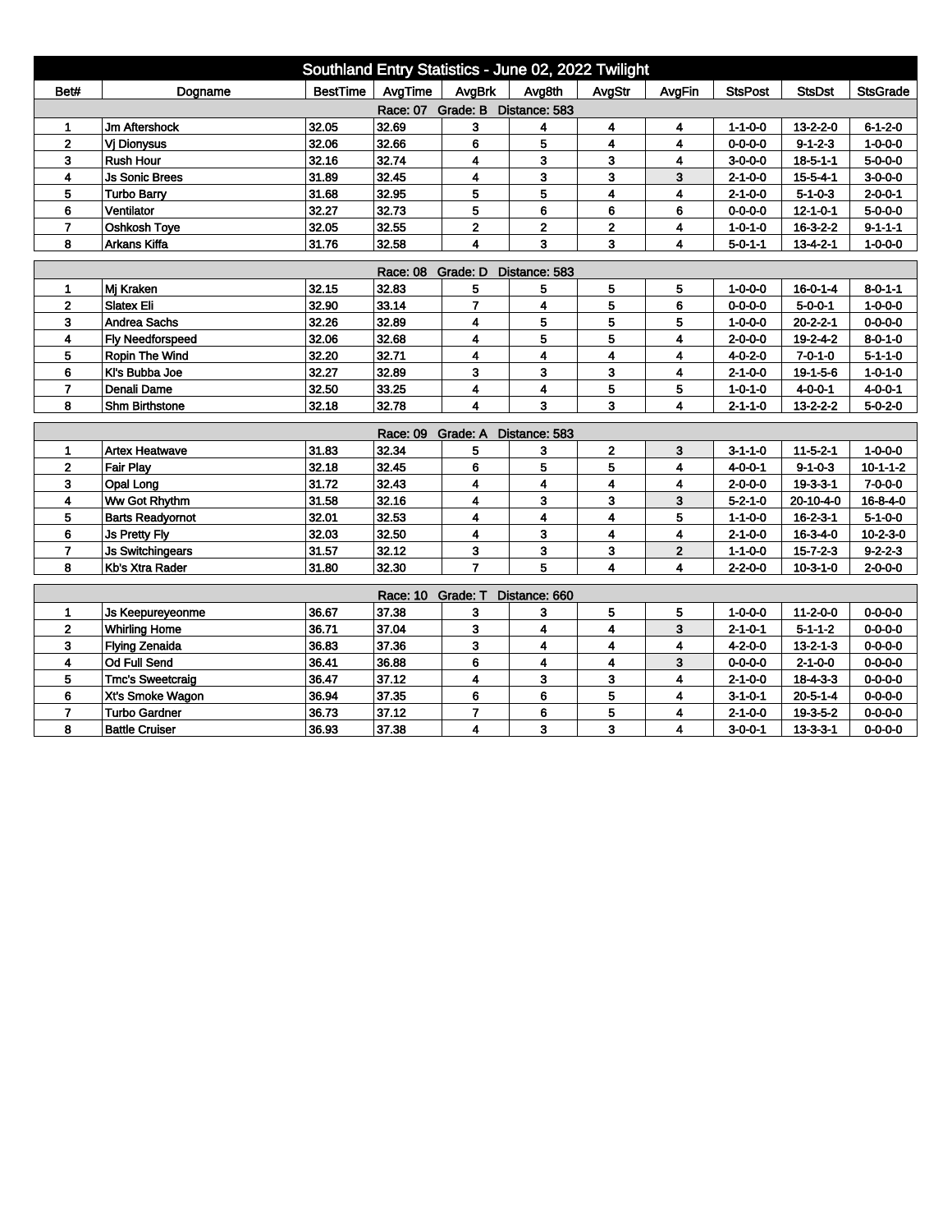| Southland Entry Statistics - June 02, 2022 Twilight | | | | | | | | | | |
|---|---|---|---|---|---|---|---|---|---|---|
| Bet# | Dogname | BestTime | AvgTime | AvgBrk | Avg8th | AvgStr | AvgFin | StsPost | StsDst | StsGrade |
| Race: 07 Grade: B Distance: 583 | | | | | | | | | | |
| 1 | Jm Aftershock | 32.05 | 32.69 | 3 | 4 | 4 | 4 | 1-1-0-0 | 13-2-2-0 | 6-1-2-0 |
| 2 | Vj Dionysus | 32.06 | 32.66 | 6 | 5 | 4 | 4 | 0-0-0-0 | 9-1-2-3 | 1-0-0-0 |
| 3 | Rush Hour | 32.16 | 32.74 | 4 | 3 | 3 | 4 | 3-0-0-0 | 18-5-1-1 | 5-0-0-0 |
| 4 | Js Sonic Brees | 31.89 | 32.45 | 4 | 3 | 3 | 3 | 2-1-0-0 | 15-5-4-1 | 3-0-0-0 |
| 5 | Turbo Barry | 31.68 | 32.95 | 5 | 5 | 4 | 4 | 2-1-0-0 | 5-1-0-3 | 2-0-0-1 |
| 6 | Ventilator | 32.27 | 32.73 | 5 | 6 | 6 | 6 | 0-0-0-0 | 12-1-0-1 | 5-0-0-0 |
| 7 | Oshkosh Toye | 32.05 | 32.55 | 2 | 2 | 2 | 4 | 1-0-1-0 | 16-3-2-2 | 9-1-1-1 |
| 8 | Arkans Kiffa | 31.76 | 32.58 | 4 | 3 | 3 | 4 | 5-0-1-1 | 13-4-2-1 | 1-0-0-0 |
| Race: 08 Grade: D Distance: 583 | | | | | | | | | | |
| 1 | Mj Kraken | 32.15 | 32.83 | 5 | 5 | 5 | 5 | 1-0-0-0 | 16-0-1-4 | 8-0-1-1 |
| 2 | Slatex Eli | 32.90 | 33.14 | 7 | 4 | 5 | 6 | 0-0-0-0 | 5-0-0-1 | 1-0-0-0 |
| 3 | Andrea Sachs | 32.26 | 32.89 | 4 | 5 | 5 | 5 | 1-0-0-0 | 20-2-2-1 | 0-0-0-0 |
| 4 | Fly Needforspeed | 32.06 | 32.68 | 4 | 5 | 5 | 4 | 2-0-0-0 | 19-2-4-2 | 8-0-1-0 |
| 5 | Ropin The Wind | 32.20 | 32.71 | 4 | 4 | 4 | 4 | 4-0-2-0 | 7-0-1-0 | 5-1-1-0 |
| 6 | Kl's Bubba Joe | 32.27 | 32.89 | 3 | 3 | 3 | 4 | 2-1-0-0 | 19-1-5-6 | 1-0-1-0 |
| 7 | Denali Dame | 32.50 | 33.25 | 4 | 4 | 5 | 5 | 1-0-1-0 | 4-0-0-1 | 4-0-0-1 |
| 8 | Shm Birthstone | 32.18 | 32.78 | 4 | 3 | 3 | 4 | 2-1-1-0 | 13-2-2-2 | 5-0-2-0 |
| Race: 09 Grade: A Distance: 583 | | | | | | | | | | |
| 1 | Artex Heatwave | 31.83 | 32.34 | 5 | 3 | 2 | 3 | 3-1-1-0 | 11-5-2-1 | 1-0-0-0 |
| 2 | Fair Play | 32.18 | 32.45 | 6 | 5 | 5 | 4 | 4-0-0-1 | 9-1-0-3 | 10-1-1-2 |
| 3 | Opal Long | 31.72 | 32.43 | 4 | 4 | 4 | 4 | 2-0-0-0 | 19-3-3-1 | 7-0-0-0 |
| 4 | Ww Got Rhythm | 31.58 | 32.16 | 4 | 3 | 3 | 3 | 5-2-1-0 | 20-10-4-0 | 16-8-4-0 |
| 5 | Barts Readyornot | 32.01 | 32.53 | 4 | 4 | 4 | 5 | 1-1-0-0 | 16-2-3-1 | 5-1-0-0 |
| 6 | Js Pretty Fly | 32.03 | 32.50 | 4 | 3 | 4 | 4 | 2-1-0-0 | 16-3-4-0 | 10-2-3-0 |
| 7 | Js Switchingears | 31.57 | 32.12 | 3 | 3 | 3 | 2 | 1-1-0-0 | 15-7-2-3 | 9-2-2-3 |
| 8 | Kb's Xtra Rader | 31.80 | 32.30 | 7 | 5 | 4 | 4 | 2-2-0-0 | 10-3-1-0 | 2-0-0-0 |
| Race: 10 Grade: T Distance: 660 | | | | | | | | | | |
| 1 | Js Keepureyeonme | 36.67 | 37.38 | 3 | 3 | 5 | 5 | 1-0-0-0 | 11-2-0-0 | 0-0-0-0 |
| 2 | Whirling Home | 36.71 | 37.04 | 3 | 4 | 4 | 3 | 2-1-0-1 | 5-1-1-2 | 0-0-0-0 |
| 3 | Flying Zenaida | 36.83 | 37.36 | 3 | 3 | 4 | 4 | 4-2-0-0 | 13-2-1-3 | 0-0-0-0 |
| 4 | Od Full Send | 36.41 | 36.88 | 6 | 4 | 4 | 3 | 0-0-0-0 | 2-1-0-0 | 0-0-0-0 |
| 5 | Tmc's Sweetcraig | 36.47 | 37.12 | 4 | 3 | 3 | 4 | 2-1-0-0 | 18-4-3-3 | 0-0-0-0 |
| 6 | Xt's Smoke Wagon | 36.94 | 37.35 | 6 | 6 | 5 | 4 | 3-1-0-1 | 20-5-1-4 | 0-0-0-0 |
| 7 | Turbo Gardner | 36.73 | 37.12 | 7 | 6 | 5 | 4 | 2-1-0-0 | 19-3-5-2 | 0-0-0-0 |
| 8 | Battle Cruiser | 36.93 | 37.38 | 4 | 3 | 3 | 4 | 3-0-0-1 | 13-3-3-1 | 0-0-0-0 |